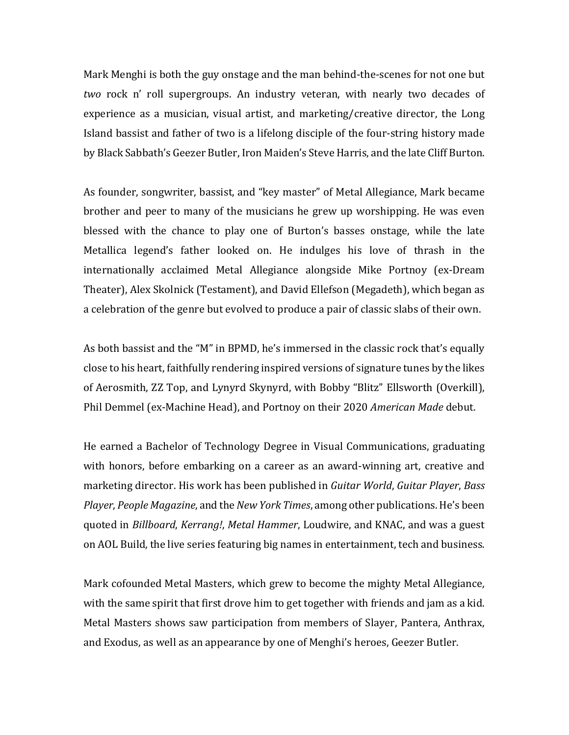Mark Menghi is both the guy onstage and the man behind-the-scenes for not one but *two* rock n' roll supergroups. An industry veteran, with nearly two decades of experience as a musician, visual artist, and marketing/creative director, the Long Island bassist and father of two is a lifelong disciple of the four-string history made by Black Sabbath's Geezer Butler, Iron Maiden's Steve Harris, and the late Cliff Burton.

As founder, songwriter, bassist, and "key master" of Metal Allegiance, Mark became brother and peer to many of the musicians he grew up worshipping. He was even blessed with the chance to play one of Burton's basses onstage, while the late Metallica legend's father looked on. He indulges his love of thrash in the internationally acclaimed Metal Allegiance alongside Mike Portnoy (ex-Dream Theater), Alex Skolnick (Testament), and David Ellefson (Megadeth), which began as a celebration of the genre but evolved to produce a pair of classic slabs of their own.

As both bassist and the "M" in BPMD, he's immersed in the classic rock that's equally close to his heart, faithfully rendering inspired versions of signature tunes by the likes of Aerosmith, ZZ Top, and Lynyrd Skynyrd, with Bobby "Blitz" Ellsworth (Overkill), Phil Demmel (ex-Machine Head), and Portnoy on their 2020 *American Made* debut.

He earned a Bachelor of Technology Degree in Visual Communications, graduating with honors, before embarking on a career as an award-winning art, creative and marketing director. His work has been published in *Guitar World*, *Guitar Player*, *Bass Player*, *People Magazine*, and the *New York Times*, among other publications. He's been quoted in *Billboard*, *Kerrang!*, *Metal Hammer*, Loudwire, and KNAC, and was a guest on AOL Build, the live series featuring big names in entertainment, tech and business.

Mark cofounded Metal Masters, which grew to become the mighty Metal Allegiance, with the same spirit that first drove him to get together with friends and jam as a kid. Metal Masters shows saw participation from members of Slayer, Pantera, Anthrax, and Exodus, as well as an appearance by one of Menghi's heroes, Geezer Butler.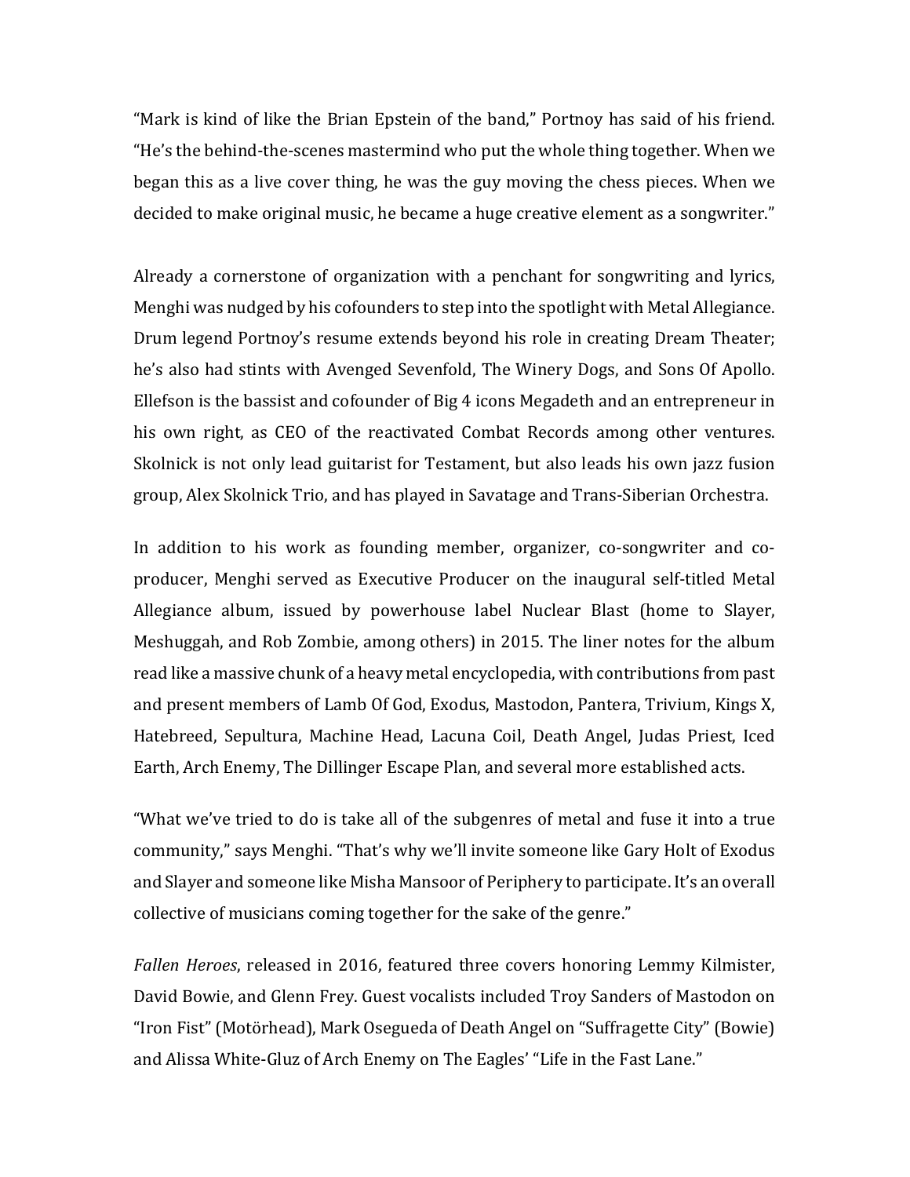"Mark is kind of like the Brian Epstein of the band," Portnoy has said of his friend. "He's the behind-the-scenes mastermind who put the whole thing together. When we began this as a live cover thing, he was the guy moving the chess pieces. When we decided to make original music, he became a huge creative element as a songwriter."

Already a cornerstone of organization with a penchant for songwriting and lyrics, Menghi was nudged by his cofounders to step into the spotlight with Metal Allegiance. Drum legend Portnoy's resume extends beyond his role in creating Dream Theater; he's also had stints with Avenged Sevenfold, The Winery Dogs, and Sons Of Apollo. Ellefson is the bassist and cofounder of Big 4 icons Megadeth and an entrepreneur in his own right, as CEO of the reactivated Combat Records among other ventures. Skolnick is not only lead guitarist for Testament, but also leads his own jazz fusion group, Alex Skolnick Trio, and has played in Savatage and Trans-Siberian Orchestra.

In addition to his work as founding member, organizer, co-songwriter and co-producer, Menghi served as Executive Producer on the inaugural self-titled Metal Allegiance album, issued by powerhouse label Nuclear Blast (home to Slayer, Meshuggah, and Rob Zombie, among others) in 2015. The liner notes for the album read like a massive chunk of a heavy metal encyclopedia, with contributions from past and present members of Lamb Of God, Exodus, Mastodon, Pantera, Trivium, Kings X, Hatebreed, Sepultura, Machine Head, Lacuna Coil, Death Angel, Judas Priest, Iced Earth, Arch Enemy, The Dillinger Escape Plan, and several more established acts.

"What we've tried to do is take all of the subgenres of metal and fuse it into a true community," says Menghi. "That's why we'll invite someone like Gary Holt of Exodus and Slayer and someone like Misha Mansoor of Periphery to participate. It's an overall collective of musicians coming together for the sake of the genre."

*Fallen Heroes*, released in 2016, featured three covers honoring Lemmy Kilmister, David Bowie, and Glenn Frey. Guest vocalists included Troy Sanders of Mastodon on "Iron Fist" (Motörhead), Mark Osegueda of Death Angel on "Suffragette City" (Bowie) and Alissa White-Gluz of Arch Enemy on The Eagles' "Life in the Fast Lane."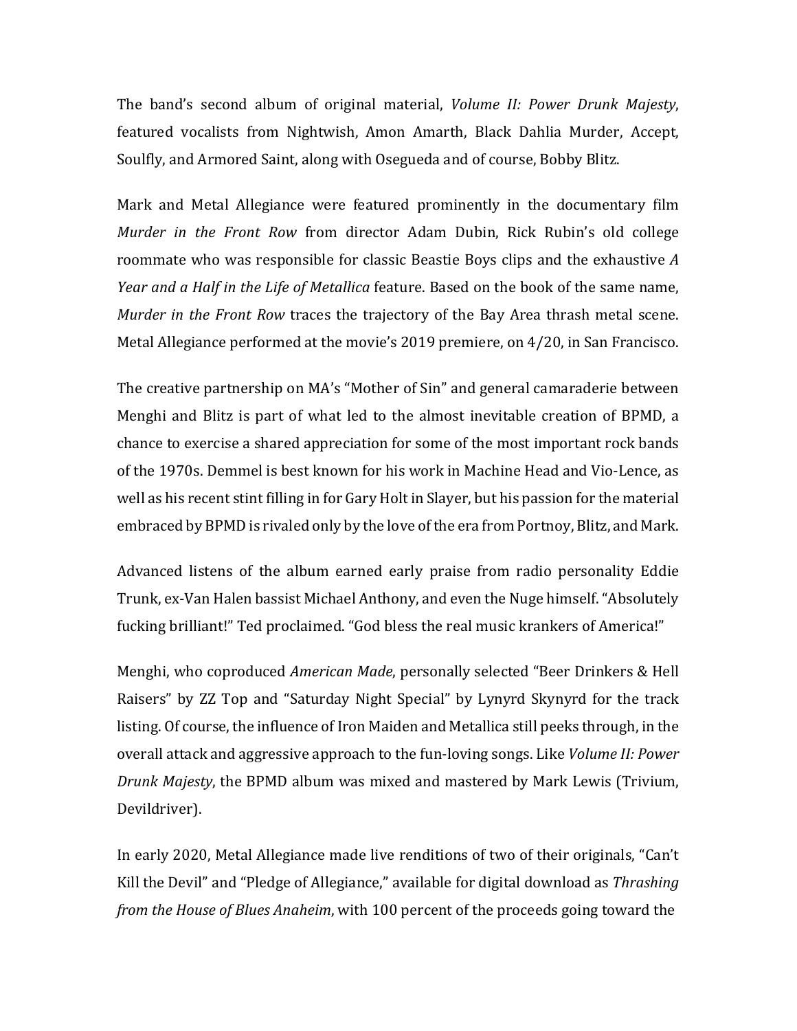The band's second album of original material, *Volume II: Power Drunk Majesty*, featured vocalists from Nightwish, Amon Amarth, Black Dahlia Murder, Accept, Soulfly, and Armored Saint, along with Osegueda and of course, Bobby Blitz.

Mark and Metal Allegiance were featured prominently in the documentary film *Murder in the Front Row* from director Adam Dubin, Rick Rubin's old college roommate who was responsible for classic Beastie Boys clips and the exhaustive *A Year and a Half in the Life of Metallica* feature. Based on the book of the same name, *Murder in the Front Row* traces the trajectory of the Bay Area thrash metal scene. Metal Allegiance performed at the movie's 2019 premiere, on 4/20, in San Francisco.

The creative partnership on MA's "Mother of Sin" and general camaraderie between Menghi and Blitz is part of what led to the almost inevitable creation of BPMD, a chance to exercise a shared appreciation for some of the most important rock bands of the 1970s. Demmel is best known for his work in Machine Head and Vio-Lence, as well as his recent stint filling in for Gary Holt in Slayer, but his passion for the material embraced by BPMD is rivaled only by the love of the era from Portnoy, Blitz, and Mark.

Advanced listens of the album earned early praise from radio personality Eddie Trunk, ex-Van Halen bassist Michael Anthony, and even the Nuge himself. "Absolutely fucking brilliant!" Ted proclaimed. "God bless the real music krankers of America!"

Menghi, who coproduced *American Made*, personally selected "Beer Drinkers & Hell Raisers" by ZZ Top and "Saturday Night Special" by Lynyrd Skynyrd for the track listing. Of course, the influence of Iron Maiden and Metallica still peeks through, in the overall attack and aggressive approach to the fun-loving songs. Like *Volume II: Power Drunk Majesty*, the BPMD album was mixed and mastered by Mark Lewis (Trivium, Devildriver).

In early 2020, Metal Allegiance made live renditions of two of their originals, "Can't Kill the Devil" and "Pledge of Allegiance," available for digital download as *Thrashing from the House of Blues Anaheim*, with 100 percent of the proceeds going toward the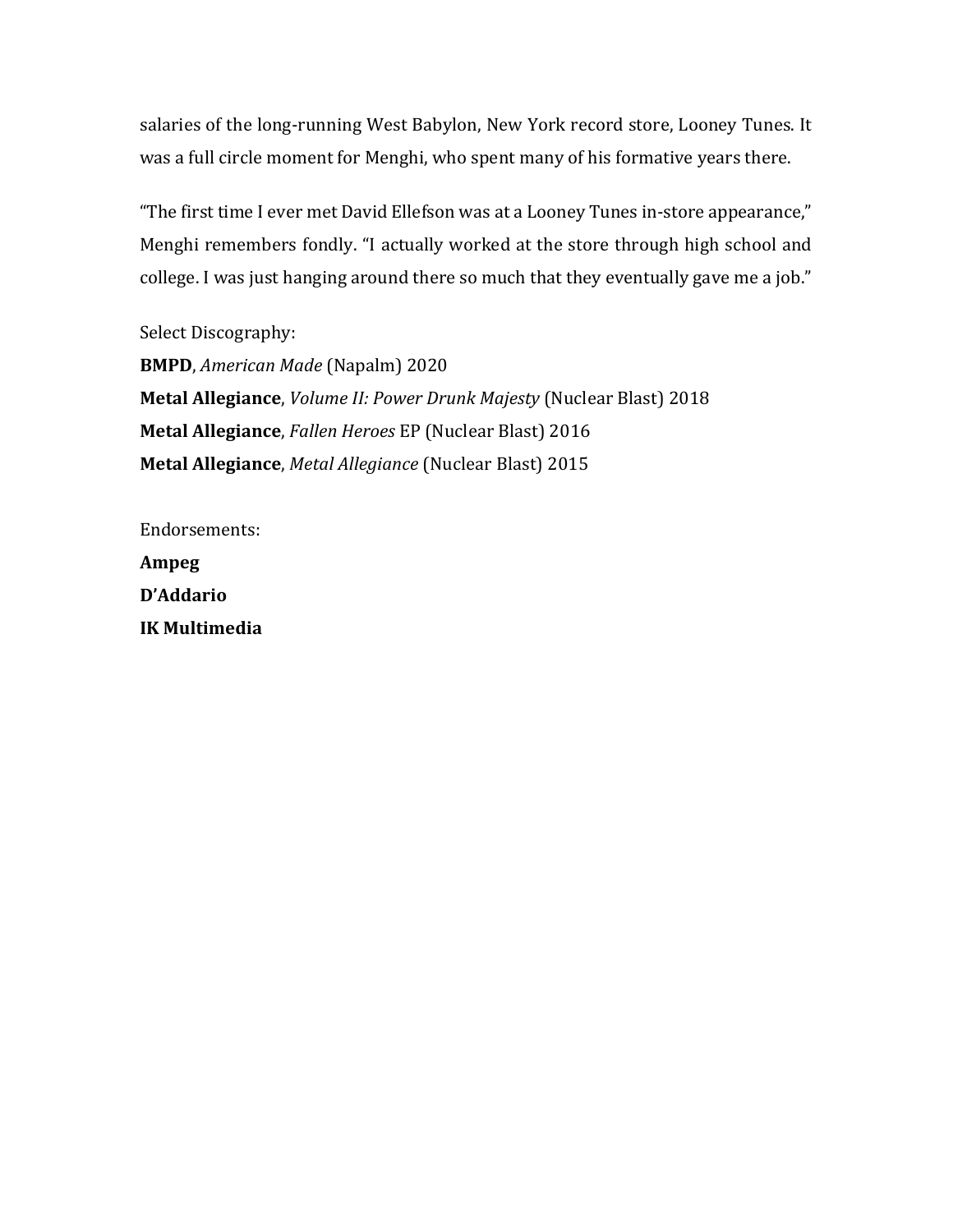salaries of the long-running West Babylon, New York record store, Looney Tunes. It was a full circle moment for Menghi, who spent many of his formative years there.

"The first time I ever met David Ellefson was at a Looney Tunes in-store appearance," Menghi remembers fondly. "I actually worked at the store through high school and college. I was just hanging around there so much that they eventually gave me a job."

Select Discography:
**BMPD**, *American Made* (Napalm) 2020
**Metal Allegiance**, *Volume II: Power Drunk Majesty* (Nuclear Blast) 2018
**Metal Allegiance**, *Fallen Heroes* EP (Nuclear Blast) 2016
**Metal Allegiance**, *Metal Allegiance* (Nuclear Blast) 2015

Endorsements:
**Ampeg**
**D'Addario**
**IK Multimedia**